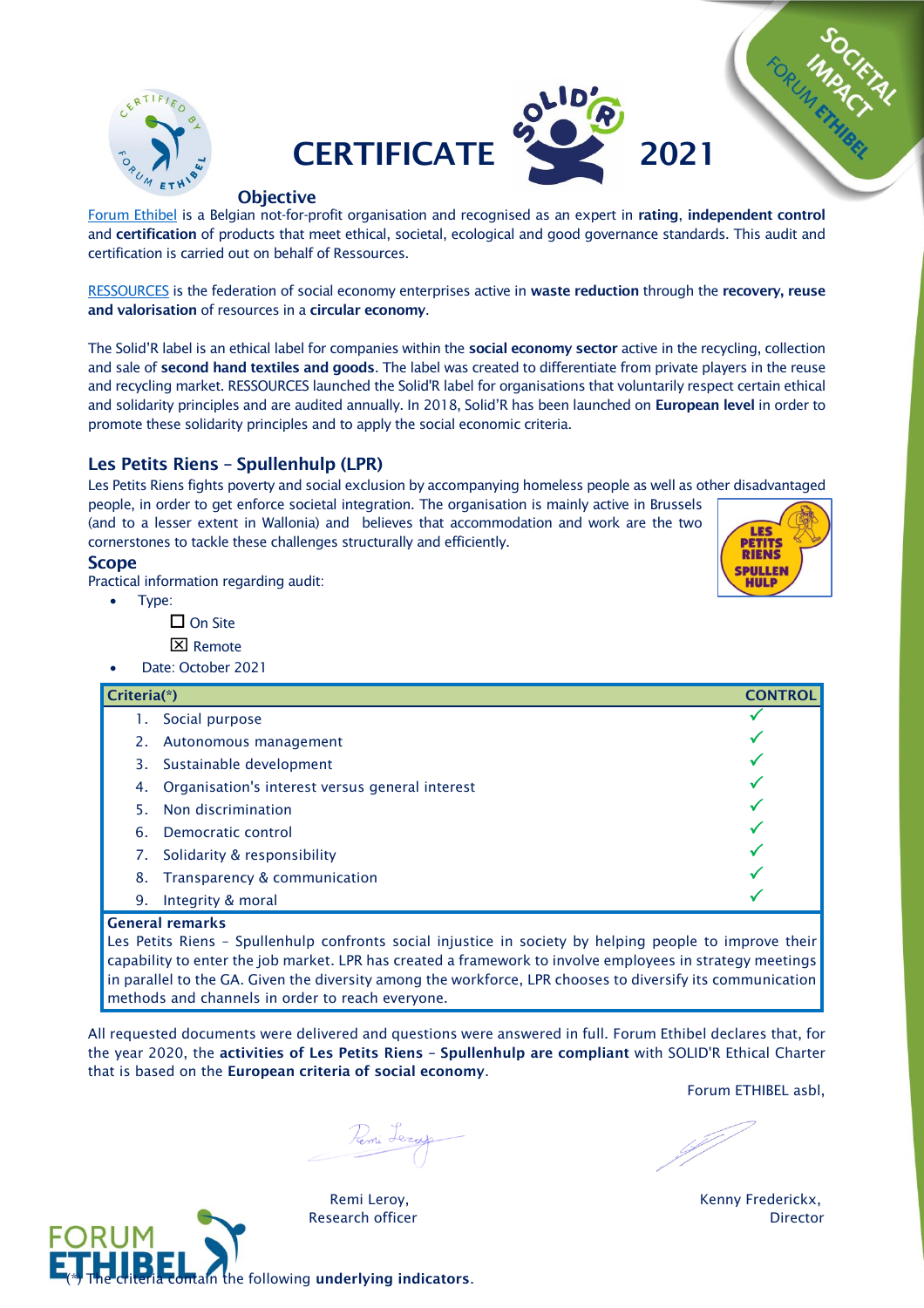# CERTIFICATE 2021

SOCIETAL IMPACT FORUM ETHIBEL

## Objective

Forum Ethibel is a Belgian not-for-profit organisation and recognised as an expert in **rating**, **independent control** and **certification** of products that meet ethical, societal, ecological and good governance standards. This audit and certification is carried out on behalf of Ressources.

RESSOURCES is the federation of social economy enterprises active in **waste reduction** through the **recovery, reuse and valorisation** of resources in a **circular economy**.

The Solid'R label is an ethical label for companies within the **social economy sector** active in the recycling, collection and sale of **second hand textiles and goods**. The label was created to differentiate from private players in the reuse and recycling market. RESSOURCES launched the Solid'R label for organisations that voluntarily respect certain ethical and solidarity principles and are audited annually. In 2018, Solid'R has been launched on **European level** in order to promote these solidarity principles and to apply the social economic criteria.

## Les Petits Riens – Spullenhulp (LPR)

Les Petits Riens fights poverty and social exclusion by accompanying homeless people as well as other disadvantaged people, in order to get enforce societal integration. The organisation is mainly active in Brussels (and to a lesser extent in Wallonia) and believes that accommodation and work are the two cornerstones to tackle these challenges structurally and efficiently.

## Scope

Practical information regarding audit:

- Type:
  - ☐ On Site
  - ☒ Remote
- Date: October 2021

| Criteria(*) | CONTROL |
|---|---|
| 1. Social purpose | ✓ |
| 2. Autonomous management | ✓ |
| 3. Sustainable development | ✓ |
| 4. Organisation's interest versus general interest | ✓ |
| 5. Non discrimination | ✓ |
| 6. Democratic control | ✓ |
| 7. Solidarity & responsibility | ✓ |
| 8. Transparency & communication | ✓ |
| 9. Integrity & moral | ✓ |

**General remarks**

Les Petits Riens – Spullenhulp confronts social injustice in society by helping people to improve their capability to enter the job market. LPR has created a framework to involve employees in strategy meetings in parallel to the GA. Given the diversity among the workforce, LPR chooses to diversify its communication methods and channels in order to reach everyone.

All requested documents were delivered and questions were answered in full. Forum Ethibel declares that, for the year 2020, the **activities of Les Petits Riens – Spullenhulp are compliant** with SOLID'R Ethical Charter that is based on the **European criteria of social economy**.

Forum ETHIBEL asbl,

Remi Leroy,
Research officer

Kenny Frederickx,
Director

(*) The criteria contain the following **underlying indicators**.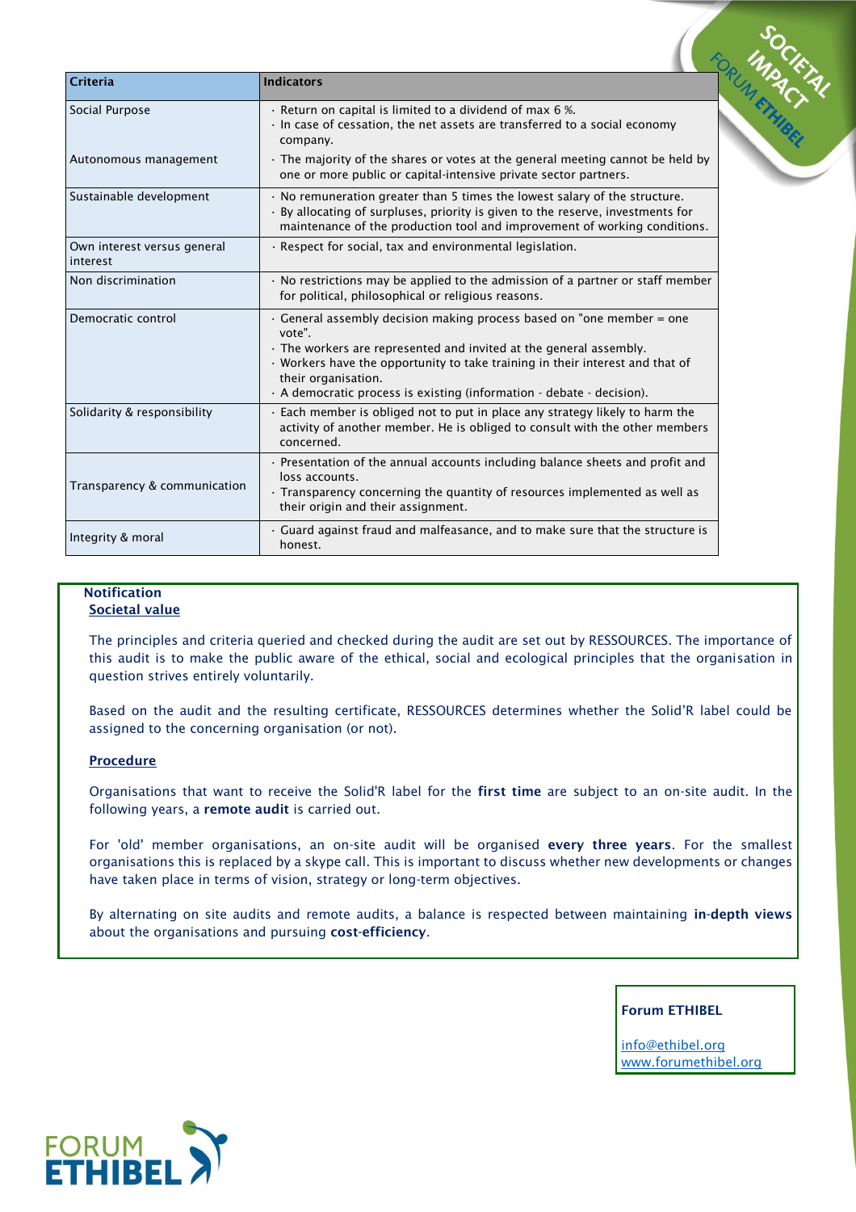| Criteria | Indicators |
|---|---|
| Social Purpose<br><br>Autonomous management | · Return on capital is limited to a dividend of max 6 %.<br>· In case of cessation, the net assets are transferred to a social economy company.<br>· The majority of the shares or votes at the general meeting cannot be held by one or more public or capital-intensive private sector partners. |
| Sustainable development | · No remuneration greater than 5 times the lowest salary of the structure.<br>· By allocating of surpluses, priority is given to the reserve, investments for maintenance of the production tool and improvement of working conditions. |
| Own interest versus general interest | · Respect for social, tax and environmental legislation. |
| Non discrimination | · No restrictions may be applied to the admission of a partner or staff member for political, philosophical or religious reasons. |
| Democratic control | · General assembly decision making process based on "one member = one vote".<br>· The workers are represented and invited at the general assembly.<br>· Workers have the opportunity to take training in their interest and that of their organisation.<br>· A democratic process is existing (information - debate - decision). |
| Solidarity & responsibility | · Each member is obliged not to put in place any strategy likely to harm the activity of another member. He is obliged to consult with the other members concerned. |
| Transparency & communication | · Presentation of the annual accounts including balance sheets and profit and loss accounts.<br>· Transparency concerning the quantity of resources implemented as well as their origin and their assignment. |
| Integrity & moral | · Guard against fraud and malfeasance, and to make sure that the structure is honest. |

**Notification**

**Societal value**

The principles and criteria queried and checked during the audit are set out by RESSOURCES. The importance of this audit is to make the public aware of the ethical, social and ecological principles that the organisation in question strives entirely voluntarily.

Based on the audit and the resulting certificate, RESSOURCES determines whether the Solid'R label could be assigned to the concerning organisation (or not).

**Procedure**

Organisations that want to receive the Solid'R label for the **first time** are subject to an on-site audit. In the following years, a **remote audit** is carried out.

For 'old' member organisations, an on-site audit will be organised **every three years**. For the smallest organisations this is replaced by a skype call. This is important to discuss whether new developments or changes have taken place in terms of vision, strategy or long-term objectives.

By alternating on site audits and remote audits, a balance is respected between maintaining **in-depth views** about the organisations and pursuing **cost-efficiency**.

**Forum ETHIBEL**

info@ethibel.org
www.forumethibel.org